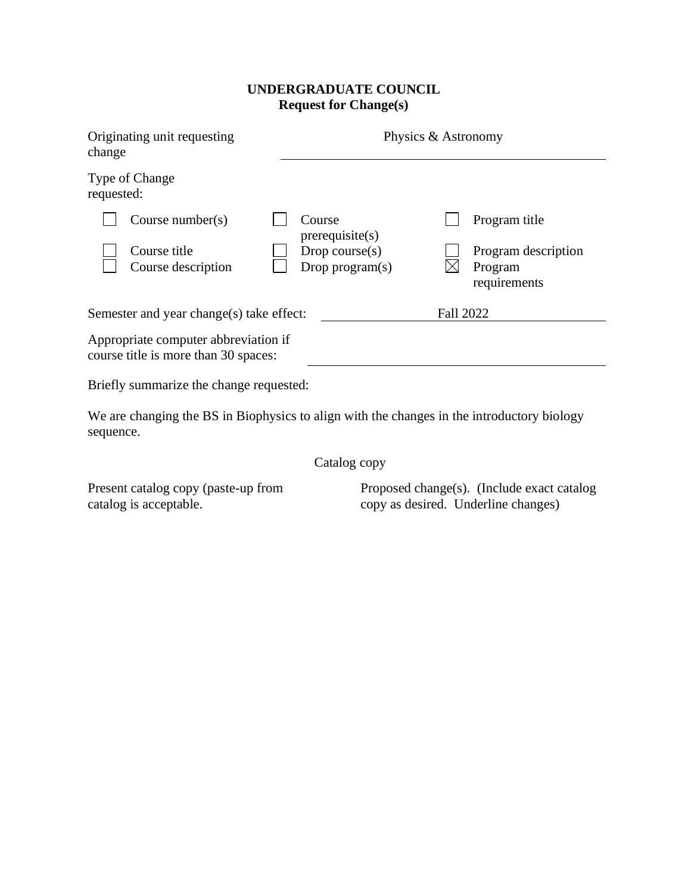**UNDERGRADUATE COUNCIL**
**Request for Change(s)**

Originating unit requesting change: Physics & Astronomy

Type of Change requested:

- [ ] Course number(s)
- [ ] Course title
- [ ] Course description
- [ ] Course prerequisite(s)
- [ ] Drop course(s)
- [ ] Drop program(s)
- [ ] Program title
- [ ] Program description
- [x] Program requirements

Semester and year change(s) take effect: Fall 2022

Appropriate computer abbreviation if course title is more than 30 spaces:

Briefly summarize the change requested:

We are changing the BS in Biophysics to align with the changes in the introductory biology sequence.

Catalog copy

| Present catalog copy (paste-up from catalog is acceptable. | Proposed change(s). (Include exact catalog copy as desired. Underline changes) |
| --- | --- |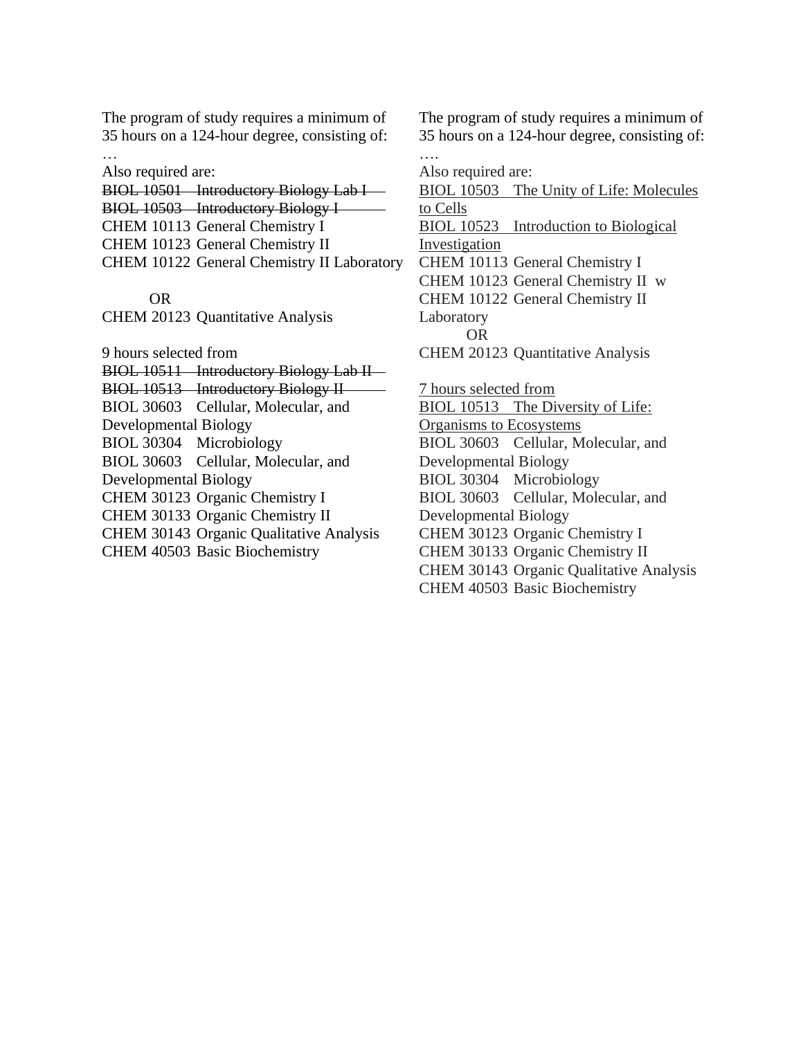The program of study requires a minimum of 35 hours on a 124-hour degree, consisting of:

…

Also required are:

~~BIOL 10501 Introductory Biology Lab I~~
~~BIOL 10503 Introductory Biology I~~
CHEM 10113 General Chemistry I
CHEM 10123 General Chemistry II
CHEM 10122 General Chemistry II Laboratory

OR

CHEM 20123 Quantitative Analysis

9 hours selected from

~~BIOL 10511 Introductory Biology Lab II~~
~~BIOL 10513 Introductory Biology II~~
BIOL 30603 Cellular, Molecular, and Developmental Biology
BIOL 30304 Microbiology
BIOL 30603 Cellular, Molecular, and Developmental Biology
CHEM 30123 Organic Chemistry I
CHEM 30133 Organic Chemistry II
CHEM 30143 Organic Qualitative Analysis
CHEM 40503 Basic Biochemistry

The program of study requires a minimum of 35 hours on a 124-hour degree, consisting of:

….

Also required are:

<u>BIOL 10503 The Unity of Life: Molecules to Cells</u>
<u>BIOL 10523 Introduction to Biological Investigation</u>
CHEM 10113 General Chemistry I
CHEM 10123 General Chemistry II w
CHEM 10122 General Chemistry II Laboratory

OR

CHEM 20123 Quantitative Analysis

<u>7 hours selected from</u>

<u>BIOL 10513 The Diversity of Life: Organisms to Ecosystems</u>
BIOL 30603 Cellular, Molecular, and Developmental Biology
BIOL 30304 Microbiology
BIOL 30603 Cellular, Molecular, and Developmental Biology
CHEM 30123 Organic Chemistry I
CHEM 30133 Organic Chemistry II
CHEM 30143 Organic Qualitative Analysis
CHEM 40503 Basic Biochemistry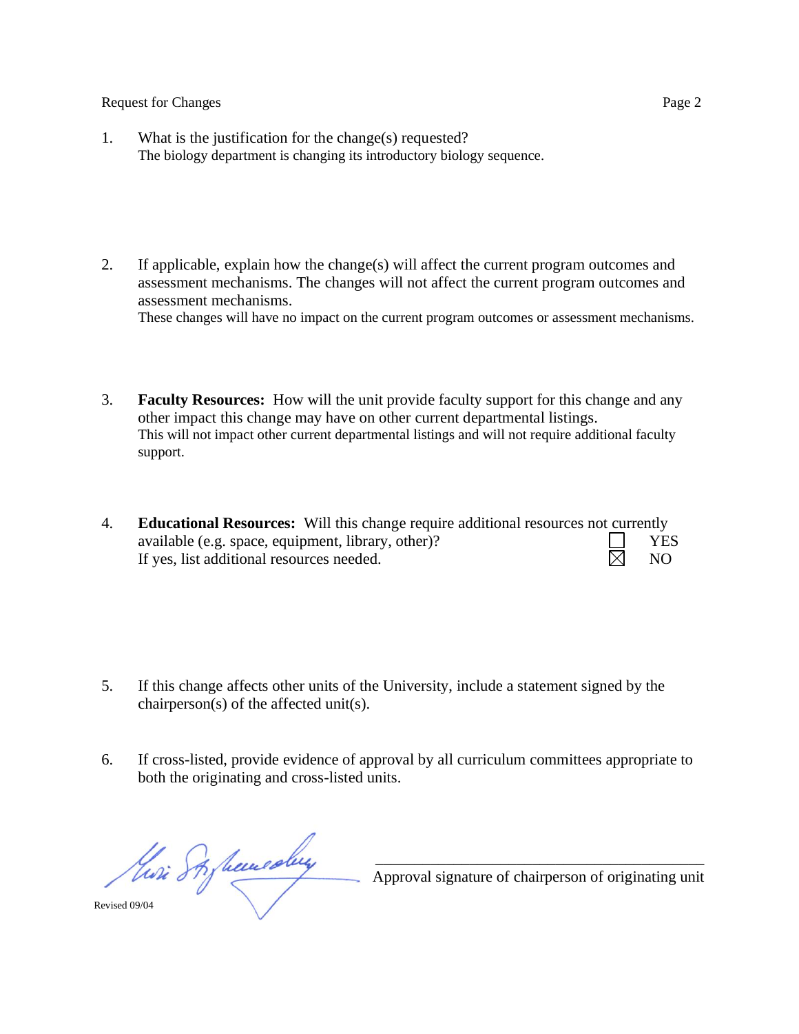1. What is the justification for the change(s) requested?
   The biology department is changing its introductory biology sequence.

2. If applicable, explain how the change(s) will affect the current program outcomes and assessment mechanisms. The changes will not affect the current program outcomes and assessment mechanisms.
   These changes will have no impact on the current program outcomes or assessment mechanisms.

3. **Faculty Resources:** How will the unit provide faculty support for this change and any other impact this change may have on other current departmental listings.
   This will not impact other current departmental listings and will not require additional faculty support.

4. **Educational Resources:** Will this change require additional resources not currently available (e.g. space, equipment, library, other)? ☐ YES ☒ NO
   If yes, list additional resources needed.

5. If this change affects other units of the University, include a statement signed by the chairperson(s) of the affected unit(s).

6. If cross-listed, provide evidence of approval by all curriculum committees appropriate to both the originating and cross-listed units.

[signature]

_______________________________________
Approval signature of chairperson of originating unit

Revised 09/04